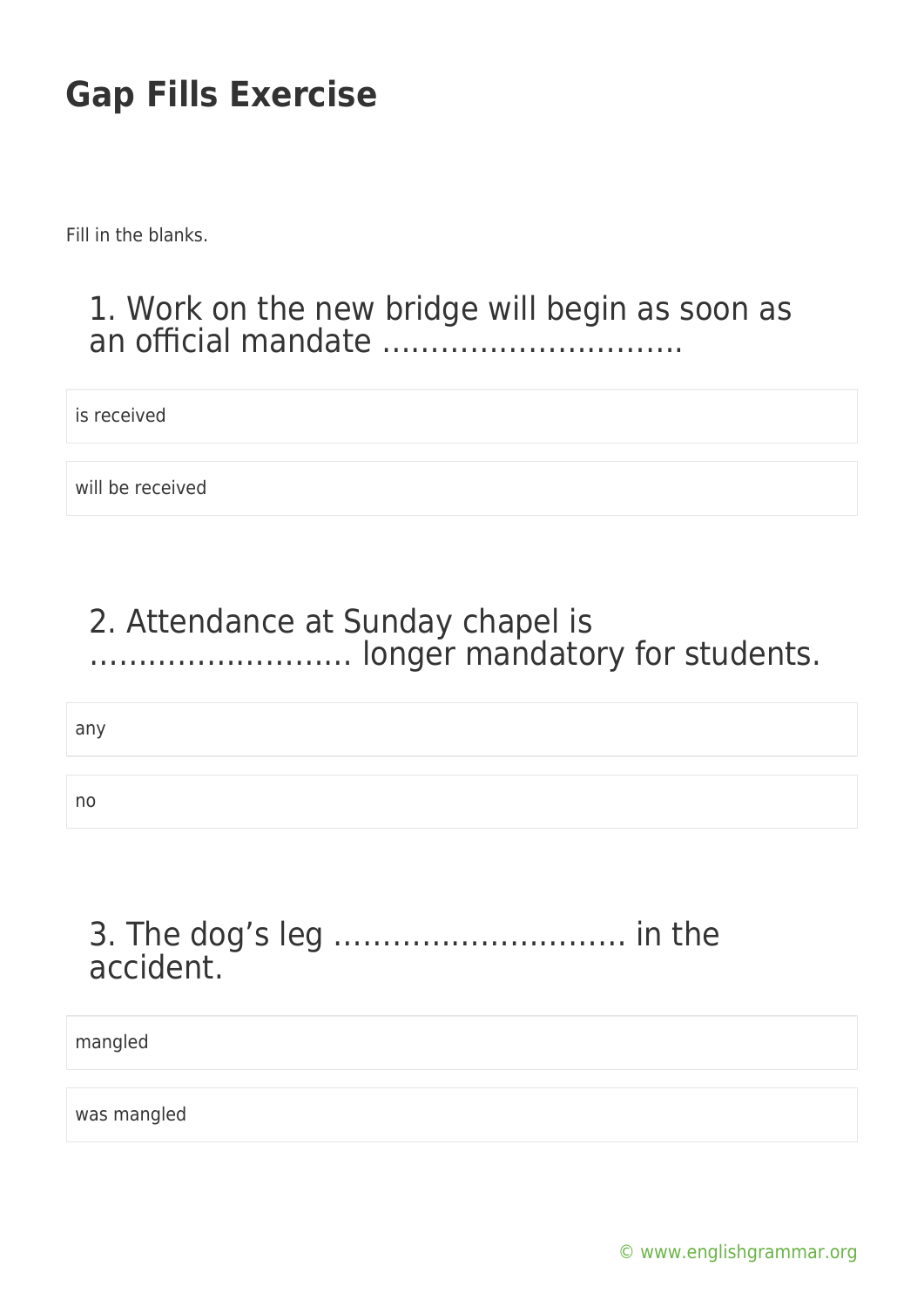# Gap Fills Exercise

Fill in the blanks.

### 1. Work on the new bridge will begin as soon as an official mandate …………………………..

- is received
- will be received

### 2. Attendance at Sunday chapel is ……………………… longer mandatory for students.

- any
- no

### 3. The dog's leg ………………………… in the accident.

- mangled
- was mangled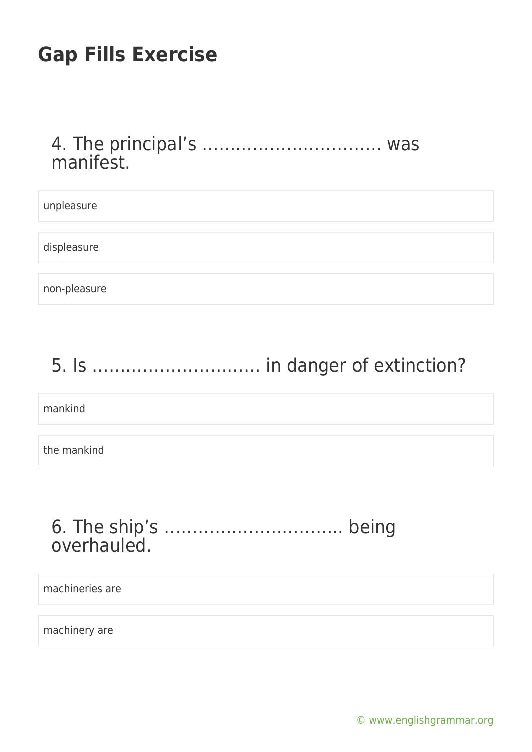# Gap Fills Exercise

## 4. The principal's ………………………….. was manifest.

- unpleasure
- displeasure
- non-pleasure

## 5. Is ……………………….. in danger of extinction?

- mankind
- the mankind

## 6. The ship's ………………………….. being overhauled.

- machineries are
- machinery are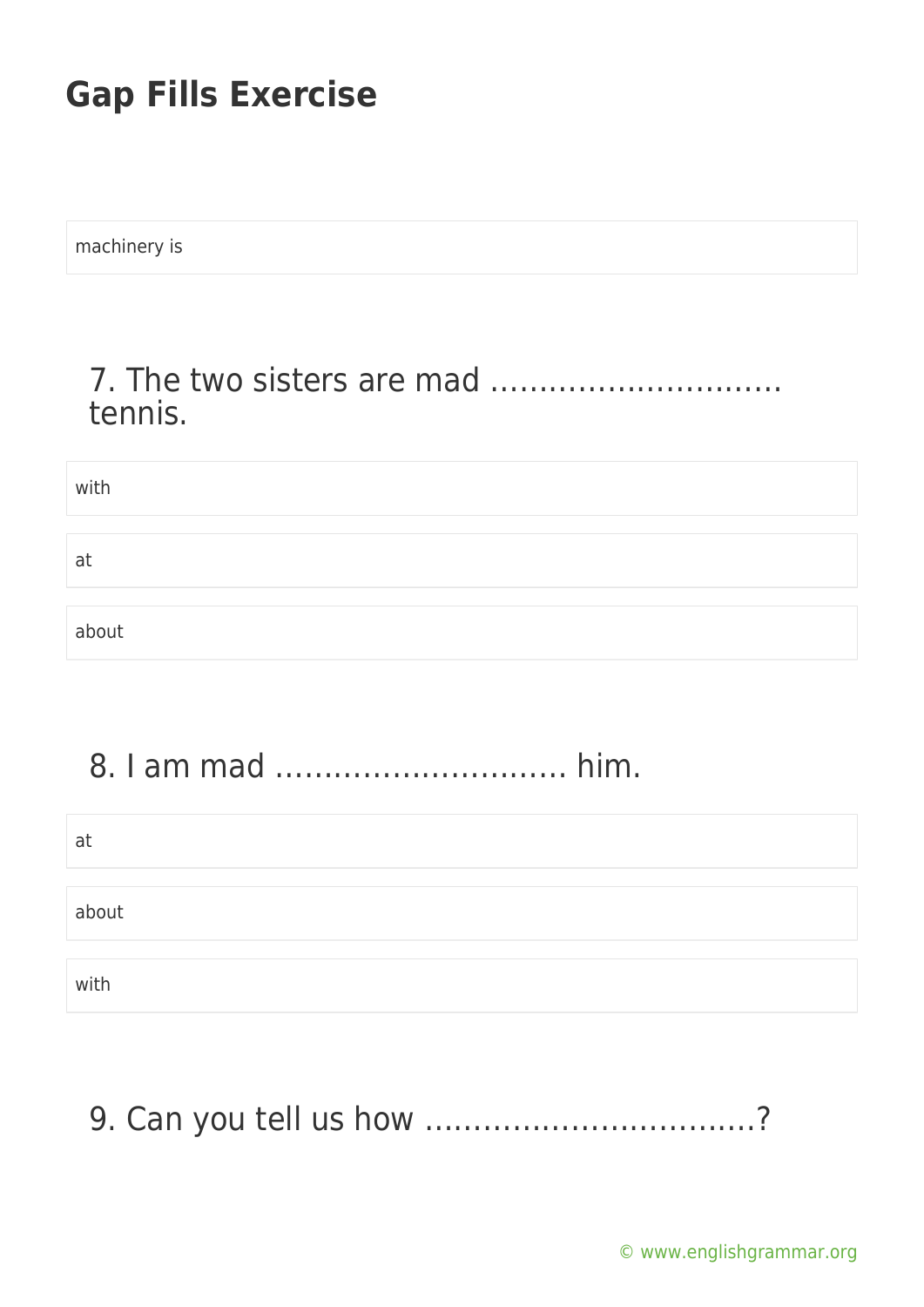## Gap Fills Exercise

machinery is

### 7. The two sisters are mad ………………………… tennis.

with

at

about

### 8. I am mad ………………………… him.

at

about

with

### 9. Can you tell us how ……………………………?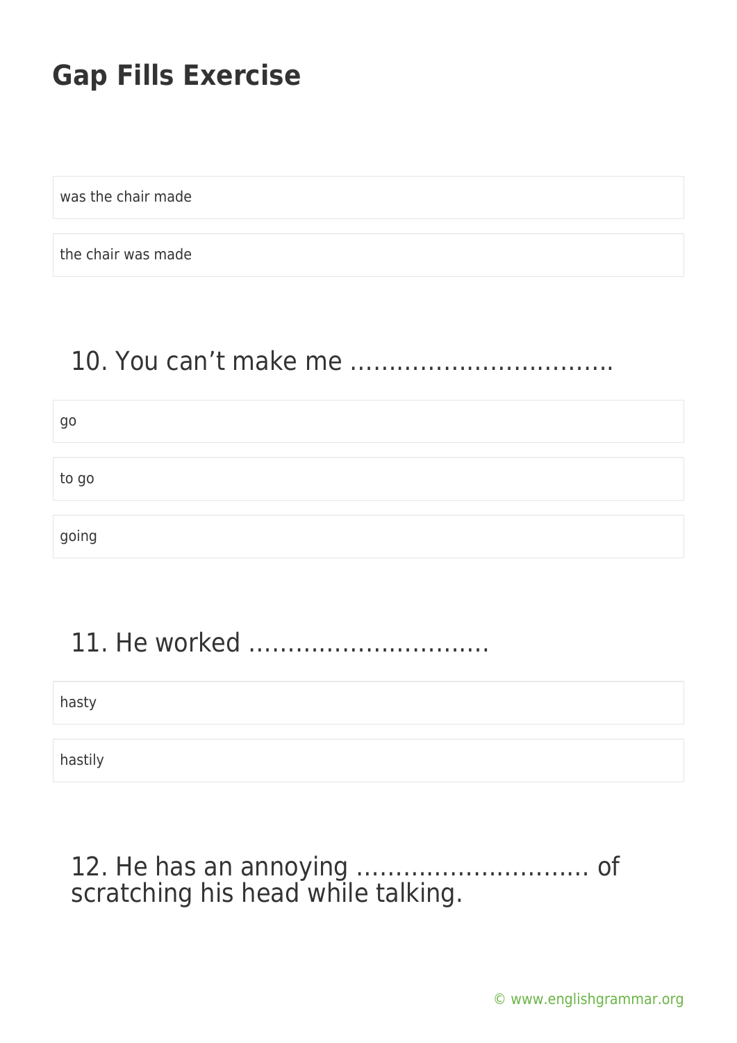# Gap Fills Exercise

was the chair made

the chair was made

## 10. You can’t make me ……………………………..

go

to go

going

## 11. He worked …………………………

hasty

hastily

## 12. He has an annoying ……………………….. of scratching his head while talking.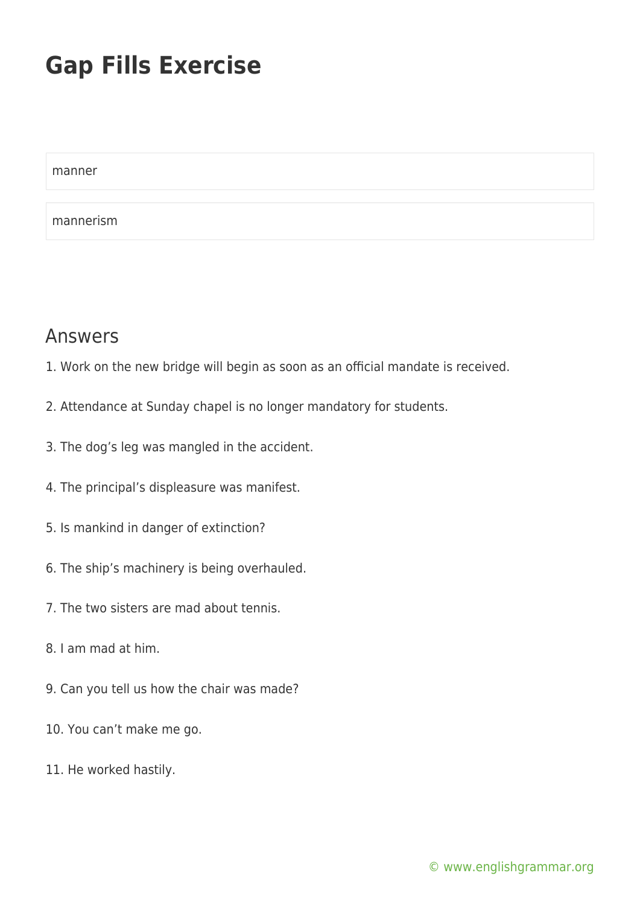# Gap Fills Exercise

manner

mannerism

## Answers

1. Work on the new bridge will begin as soon as an official mandate is received.

2. Attendance at Sunday chapel is no longer mandatory for students.

3. The dog's leg was mangled in the accident.

4. The principal's displeasure was manifest.

5. Is mankind in danger of extinction?

6. The ship's machinery is being overhauled.

7. The two sisters are mad about tennis.

8. I am mad at him.

9. Can you tell us how the chair was made?

10. You can't make me go.

11. He worked hastily.

© www.englishgrammar.org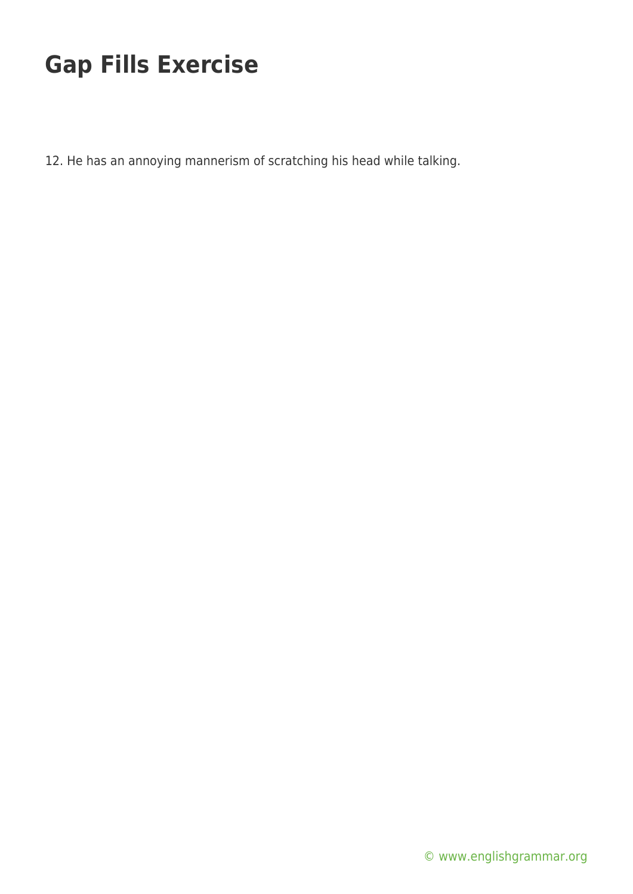# Gap Fills Exercise

12. He has an annoying mannerism of scratching his head while talking.